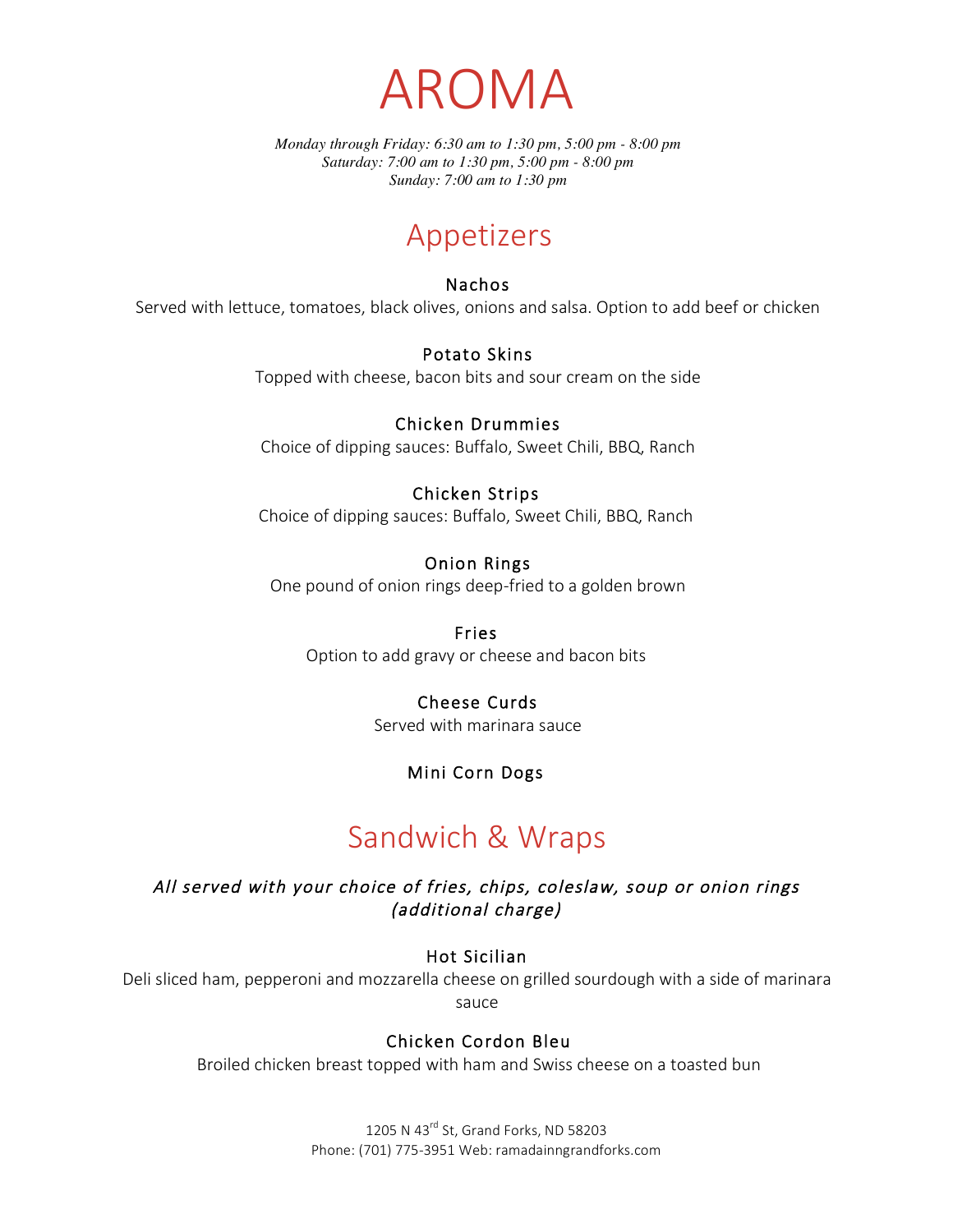# AROMA

*Monday through Friday: 6:30 am to 1:30 pm, 5:00 pm - 8:00 pm*
*Saturday: 7:00 am to 1:30 pm, 5:00 pm - 8:00 pm*
*Sunday: 7:00 am to 1:30 pm*

## Appetizers

### Nachos
Served with lettuce, tomatoes, black olives, onions and salsa. Option to add beef or chicken

### Potato Skins
Topped with cheese, bacon bits and sour cream on the side

### Chicken Drummies
Choice of dipping sauces: Buffalo, Sweet Chili, BBQ, Ranch

### Chicken Strips
Choice of dipping sauces: Buffalo, Sweet Chili, BBQ, Ranch

### Onion Rings
One pound of onion rings deep-fried to a golden brown

### Fries
Option to add gravy or cheese and bacon bits

### Cheese Curds
Served with marinara sauce

### Mini Corn Dogs

## Sandwich & Wraps

*All served with your choice of fries, chips, coleslaw, soup or onion rings (additional charge)*

### Hot Sicilian
Deli sliced ham, pepperoni and mozzarella cheese on grilled sourdough with a side of marinara sauce

### Chicken Cordon Bleu
Broiled chicken breast topped with ham and Swiss cheese on a toasted bun

1205 N 43rd St, Grand Forks, ND 58203
Phone: (701) 775-3951 Web: ramadainngrandforks.com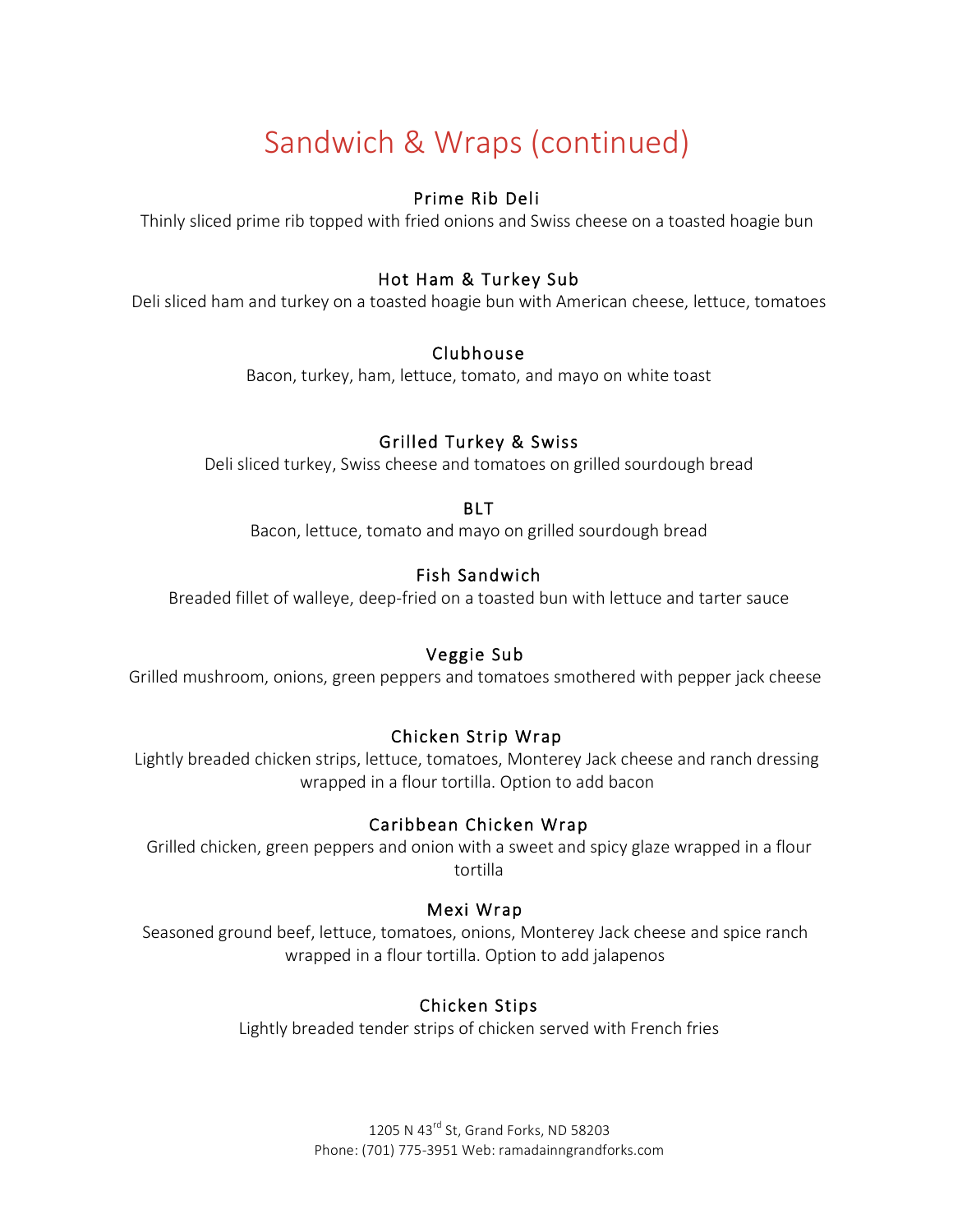# Sandwich & Wraps (continued)

### Prime Rib Deli

Thinly sliced prime rib topped with fried onions and Swiss cheese on a toasted hoagie bun

### Hot Ham & Turkey Sub

Deli sliced ham and turkey on a toasted hoagie bun with American cheese, lettuce, tomatoes

### Clubhouse

Bacon, turkey, ham, lettuce, tomato, and mayo on white toast

### Grilled Turkey & Swiss

Deli sliced turkey, Swiss cheese and tomatoes on grilled sourdough bread

### BLT

Bacon, lettuce, tomato and mayo on grilled sourdough bread

### Fish Sandwich

Breaded fillet of walleye, deep-fried on a toasted bun with lettuce and tarter sauce

### Veggie Sub

Grilled mushroom, onions, green peppers and tomatoes smothered with pepper jack cheese

### Chicken Strip Wrap

Lightly breaded chicken strips, lettuce, tomatoes, Monterey Jack cheese and ranch dressing wrapped in a flour tortilla. Option to add bacon

### Caribbean Chicken Wrap

Grilled chicken, green peppers and onion with a sweet and spicy glaze wrapped in a flour tortilla

### Mexi Wrap

Seasoned ground beef, lettuce, tomatoes, onions, Monterey Jack cheese and spice ranch wrapped in a flour tortilla. Option to add jalapenos

### Chicken Stips

Lightly breaded tender strips of chicken served with French fries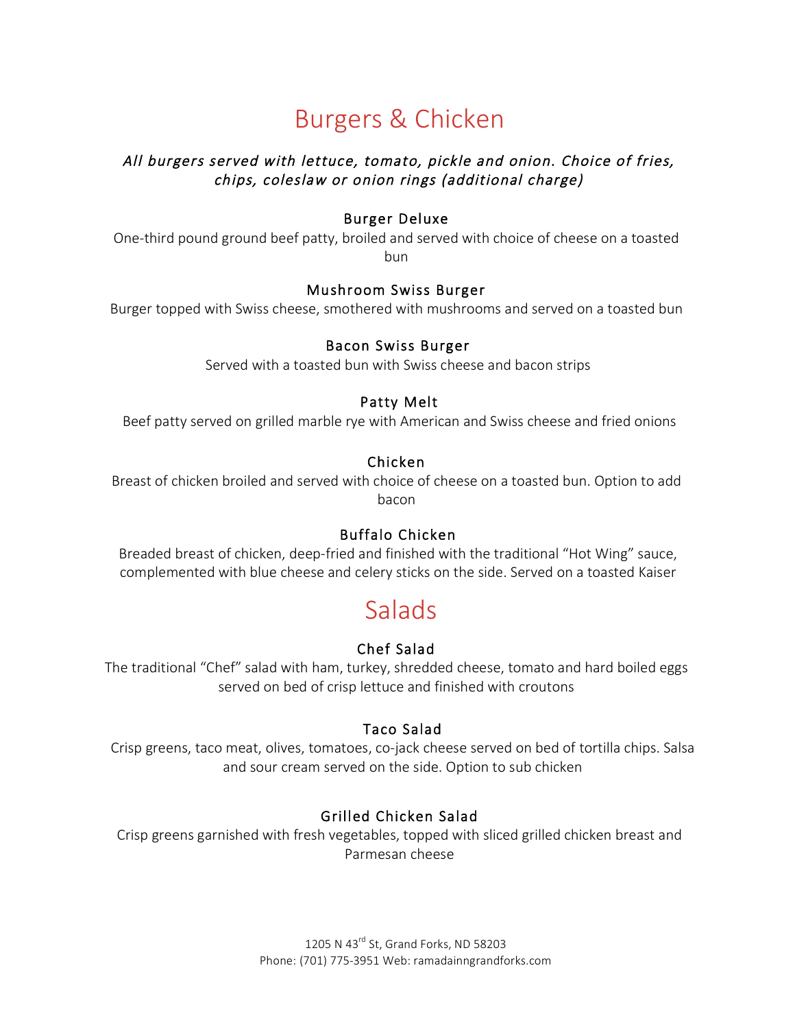# Burgers & Chicken

*All burgers served with lettuce, tomato, pickle and onion. Choice of fries, chips, coleslaw or onion rings (additional charge)*

### Burger Deluxe

One-third pound ground beef patty, broiled and served with choice of cheese on a toasted bun

### Mushroom Swiss Burger

Burger topped with Swiss cheese, smothered with mushrooms and served on a toasted bun

### Bacon Swiss Burger

Served with a toasted bun with Swiss cheese and bacon strips

### Patty Melt

Beef patty served on grilled marble rye with American and Swiss cheese and fried onions

### Chicken

Breast of chicken broiled and served with choice of cheese on a toasted bun. Option to add bacon

### Buffalo Chicken

Breaded breast of chicken, deep-fried and finished with the traditional "Hot Wing" sauce, complemented with blue cheese and celery sticks on the side. Served on a toasted Kaiser

# Salads

### Chef Salad

The traditional "Chef" salad with ham, turkey, shredded cheese, tomato and hard boiled eggs served on bed of crisp lettuce and finished with croutons

### Taco Salad

Crisp greens, taco meat, olives, tomatoes, co-jack cheese served on bed of tortilla chips. Salsa and sour cream served on the side. Option to sub chicken

### Grilled Chicken Salad

Crisp greens garnished with fresh vegetables, topped with sliced grilled chicken breast and Parmesan cheese

1205 N 43rd St, Grand Forks, ND 58203
Phone: (701) 775-3951 Web: ramadainngrandforks.com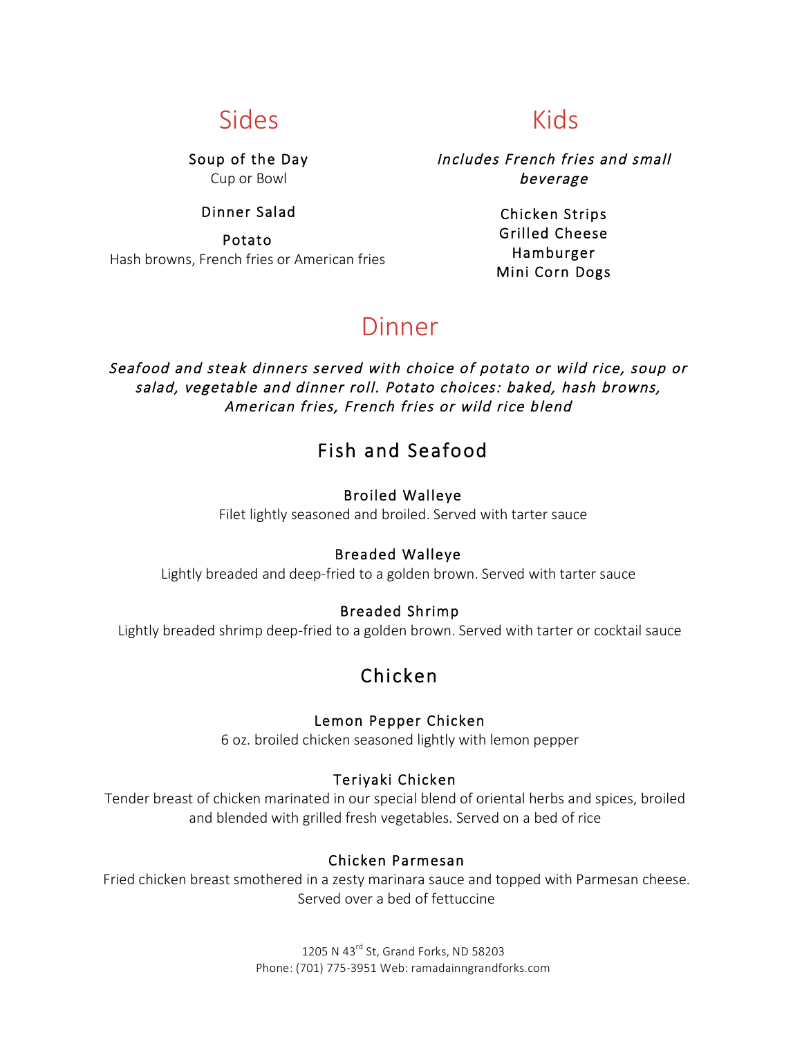## Sides

**Soup of the Day**
Cup or Bowl

**Dinner Salad**

**Potato**
Hash browns, French fries or American fries

## Kids

*Includes French fries and small beverage*

**Chicken Strips**
**Grilled Cheese**
**Hamburger**
**Mini Corn Dogs**

## Dinner

*Seafood and steak dinners served with choice of potato or wild rice, soup or salad, vegetable and dinner roll. Potato choices: baked, hash browns, American fries, French fries or wild rice blend*

### Fish and Seafood

**Broiled Walleye**
Filet lightly seasoned and broiled. Served with tarter sauce

**Breaded Walleye**
Lightly breaded and deep-fried to a golden brown. Served with tarter sauce

**Breaded Shrimp**
Lightly breaded shrimp deep-fried to a golden brown. Served with tarter or cocktail sauce

### Chicken

**Lemon Pepper Chicken**
6 oz. broiled chicken seasoned lightly with lemon pepper

**Teriyaki Chicken**
Tender breast of chicken marinated in our special blend of oriental herbs and spices, broiled and blended with grilled fresh vegetables. Served on a bed of rice

**Chicken Parmesan**
Fried chicken breast smothered in a zesty marinara sauce and topped with Parmesan cheese. Served over a bed of fettuccine

1205 N 43rd St, Grand Forks, ND 58203
Phone: (701) 775-3951 Web: ramadainngrandforks.com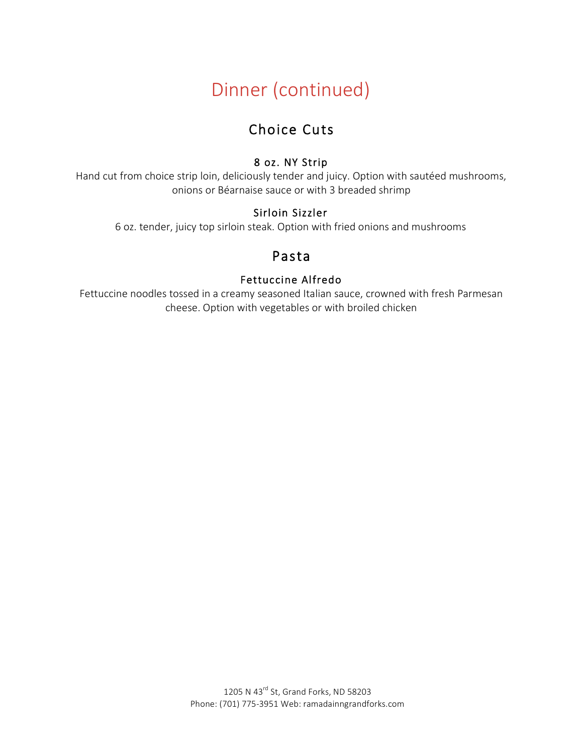# Dinner (continued)

## Choice Cuts

### 8 oz. NY Strip

Hand cut from choice strip loin, deliciously tender and juicy. Option with sautéed mushrooms, onions or Béarnaise sauce or with 3 breaded shrimp

### Sirloin Sizzler

6 oz. tender, juicy top sirloin steak. Option with fried onions and mushrooms

## Pasta

### Fettuccine Alfredo

Fettuccine noodles tossed in a creamy seasoned Italian sauce, crowned with fresh Parmesan cheese. Option with vegetables or with broiled chicken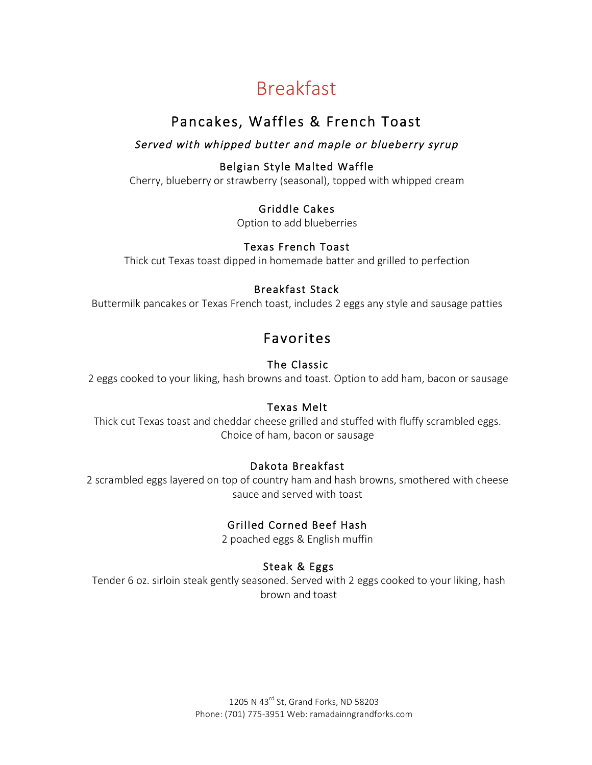# Breakfast

## Pancakes, Waffles & French Toast

*Served with whipped butter and maple or blueberry syrup*

### Belgian Style Malted Waffle

Cherry, blueberry or strawberry (seasonal), topped with whipped cream

### Griddle Cakes

Option to add blueberries

### Texas French Toast

Thick cut Texas toast dipped in homemade batter and grilled to perfection

### Breakfast Stack

Buttermilk pancakes or Texas French toast, includes 2 eggs any style and sausage patties

## Favorites

### The Classic

2 eggs cooked to your liking, hash browns and toast. Option to add ham, bacon or sausage

### Texas Melt

Thick cut Texas toast and cheddar cheese grilled and stuffed with fluffy scrambled eggs. Choice of ham, bacon or sausage

### Dakota Breakfast

2 scrambled eggs layered on top of country ham and hash browns, smothered with cheese sauce and served with toast

### Grilled Corned Beef Hash

2 poached eggs & English muffin

### Steak & Eggs

Tender 6 oz. sirloin steak gently seasoned. Served with 2 eggs cooked to your liking, hash brown and toast

1205 N 43rd St, Grand Forks, ND 58203
Phone: (701) 775-3951 Web: ramadainngrandforks.com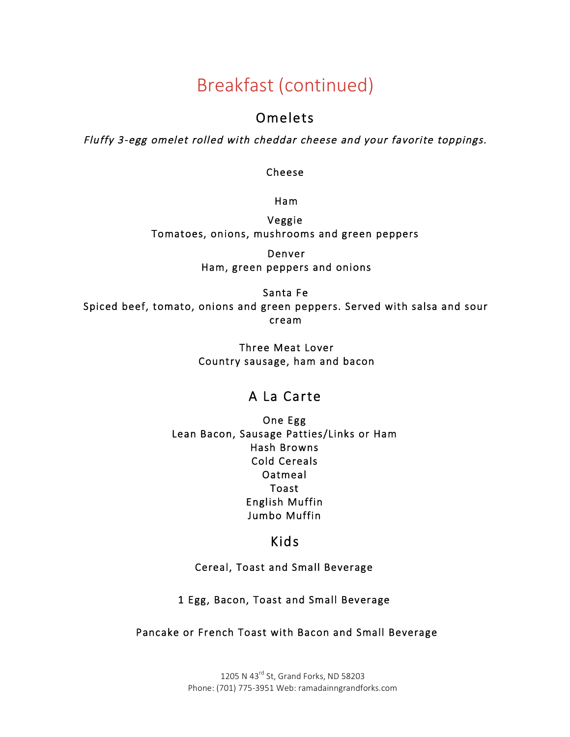# Breakfast (continued)

## Omelets

*Fluffy 3-egg omelet rolled with cheddar cheese and your favorite toppings.*

Cheese

Ham

Veggie
Tomatoes, onions, mushrooms and green peppers

Denver
Ham, green peppers and onions

Santa Fe
Spiced beef, tomato, onions and green peppers. Served with salsa and sour cream

Three Meat Lover
Country sausage, ham and bacon

## A La Carte

One Egg
Lean Bacon, Sausage Patties/Links or Ham
Hash Browns
Cold Cereals
Oatmeal
Toast
English Muffin
Jumbo Muffin

## Kids

Cereal, Toast and Small Beverage

1 Egg, Bacon, Toast and Small Beverage

Pancake or French Toast with Bacon and Small Beverage

1205 N 43rd St, Grand Forks, ND 58203
Phone: (701) 775-3951 Web: ramadainngrandforks.com